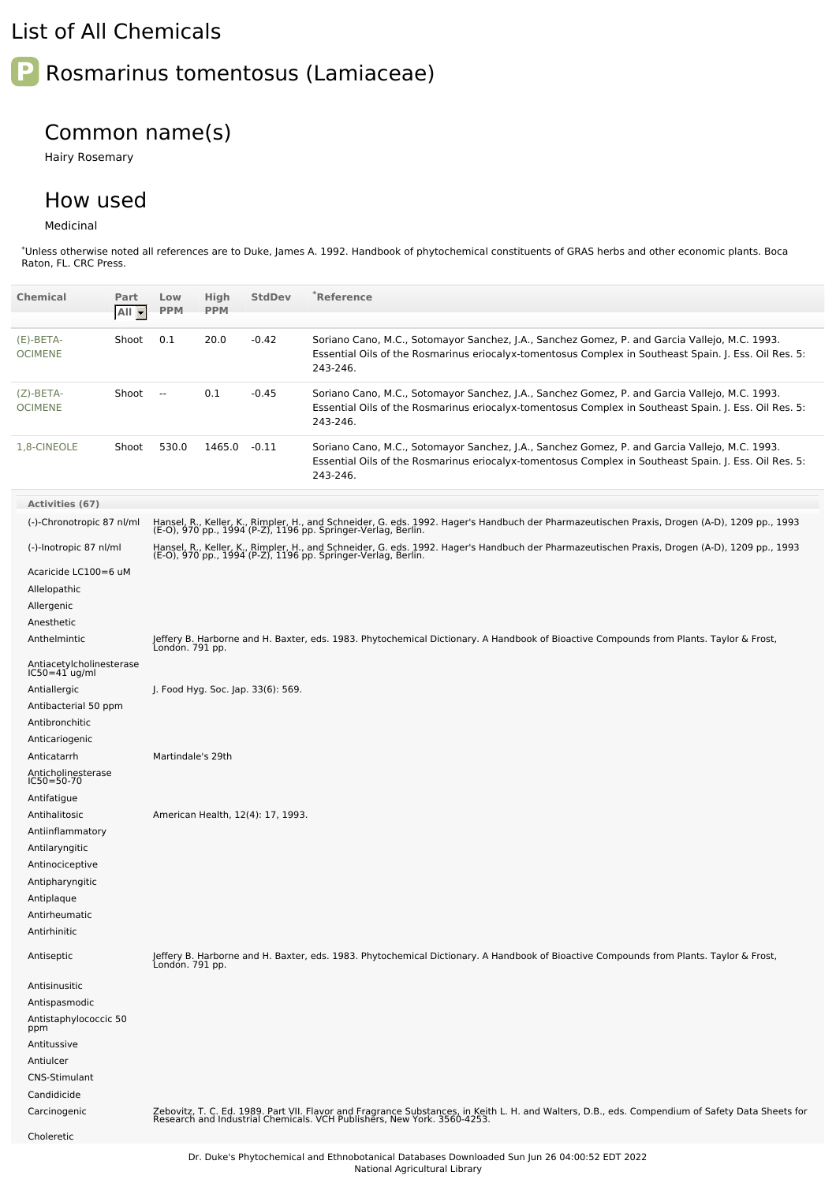# List of All Chemicals

## P Rosmarinus tomentosus (Lamiaceae)

### Common name(s)

Hairy Rosemary

### How used

Medicinal

*Unless otherwise noted all references are to Duke, James A. 1992. Handbook of phytochemical constituents of GRAS herbs and other economic plants. Boca Raton, FL. CRC Press.

| Chemical | Part | Low PPM | High PPM | StdDev | *Reference |
|---|---|---|---|---|---|
| (E)-BETA-OCIMENE | Shoot | 0.1 | 20.0 | -0.42 | Soriano Cano, M.C., Sotomayor Sanchez, J.A., Sanchez Gomez, P. and Garcia Vallejo, M.C. 1993. Essential Oils of the Rosmarinus eriocalyx-tomentosus Complex in Southeast Spain. J. Ess. Oil Res. 5: 243-246. |
| (Z)-BETA-OCIMENE | Shoot | -- | 0.1 | -0.45 | Soriano Cano, M.C., Sotomayor Sanchez, J.A., Sanchez Gomez, P. and Garcia Vallejo, M.C. 1993. Essential Oils of the Rosmarinus eriocalyx-tomentosus Complex in Southeast Spain. J. Ess. Oil Res. 5: 243-246. |
| 1,8-CINEOLE | Shoot | 530.0 | 1465.0 | -0.11 | Soriano Cano, M.C., Sotomayor Sanchez, J.A., Sanchez Gomez, P. and Garcia Vallejo, M.C. 1993. Essential Oils of the Rosmarinus eriocalyx-tomentosus Complex in Southeast Spain. J. Ess. Oil Res. 5: 243-246. |

| Activities (67) | |
|---|---|
| (-)-Chronotropic 87 nl/ml | Hansel, R., Keller, K., Rimpler, H., and Schneider, G. eds. 1992. Hager's Handbuch der Pharmazeutischen Praxis, Drogen (A-D), 1209 pp., 1993 (E-O), 970 pp., 1994 (P-Z), 1196 pp. Springer-Verlag, Berlin. |
| (-)-Inotropic 87 nl/ml | Hansel, R., Keller, K., Rimpler, H., and Schneider, G. eds. 1992. Hager's Handbuch der Pharmazeutischen Praxis, Drogen (A-D), 1209 pp., 1993 (E-O), 970 pp., 1994 (P-Z), 1196 pp. Springer-Verlag, Berlin. |
| Acaricide LC100=6 uM | |
| Allelopathic | |
| Allergenic | |
| Anesthetic | |
| Anthelmintic | Jeffery B. Harborne and H. Baxter, eds. 1983. Phytochemical Dictionary. A Handbook of Bioactive Compounds from Plants. Taylor & Frost, London. 791 pp. |
| Antiacetylcholinesterase IC50=41 ug/ml | |
| Antiallergic | J. Food Hyg. Soc. Jap. 33(6): 569. |
| Antibacterial 50 ppm | |
| Antibronchitic | |
| Anticariogenic | |
| Anticatarrh | Martindale's 29th |
| Anticholinesterase IC50=50-70 | |
| Antifatigue | |
| Antihalitosic | American Health, 12(4): 17, 1993. |
| Antiinflammatory | |
| Antilaryngitic | |
| Antinociceptive | |
| Antipharyngitic | |
| Antiplaque | |
| Antirheumatic | |
| Antirhinitic | |
| Antiseptic | Jeffery B. Harborne and H. Baxter, eds. 1983. Phytochemical Dictionary. A Handbook of Bioactive Compounds from Plants. Taylor & Frost, London. 791 pp. |
| Antisinusitic | |
| Antispasmodic | |
| Antistaphylococcic 50 ppm | |
| Antitussive | |
| Antiulcer | |
| CNS-Stimulant | |
| Candidicide | |
| Carcinogenic | Zebovitz, T. C. Ed. 1989. Part VII. Flavor and Fragrance Substances, in Keith L. H. and Walters, D.B., eds. Compendium of Safety Data Sheets for Research and Industrial Chemicals. VCH Publishers, New York. 3560-4253. |
| Choleretic | |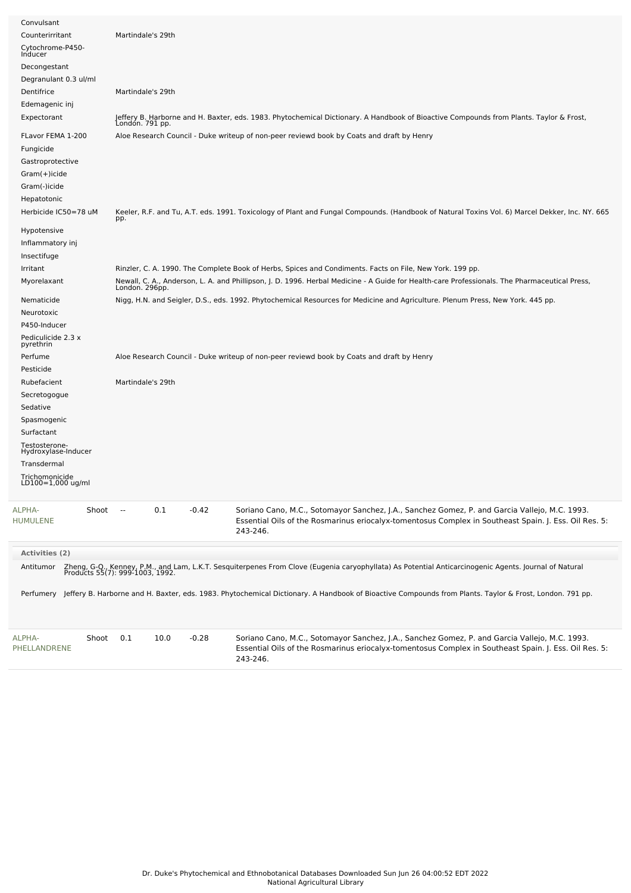| Activity | Reference |
|---|---|
| Convulsant | |
| Counterirritant | Martindale's 29th |
| Cytochrome-P450-Inducer | |
| Decongestant | |
| Degranulant 0.3 ul/ml | |
| Dentifrice | Martindale's 29th |
| Edemagenic inj | |
| Expectorant | Jeffery B. Harborne and H. Baxter, eds. 1983. Phytochemical Dictionary. A Handbook of Bioactive Compounds from Plants. Taylor & Frost, London. 791 pp. |
| FLavor FEMA 1-200 | Aloe Research Council - Duke writeup of non-peer reviewd book by Coats and draft by Henry |
| Fungicide | |
| Gastroprotective | |
| Gram(+)icide | |
| Gram(-)icide | |
| Hepatotonic | |
| Herbicide IC50=78 uM | Keeler, R.F. and Tu, A.T. eds. 1991. Toxicology of Plant and Fungal Compounds. (Handbook of Natural Toxins Vol. 6) Marcel Dekker, Inc. NY. 665 pp. |
| Hypotensive | |
| Inflammatory inj | |
| Insectifuge | |
| Irritant | Rinzler, C. A. 1990. The Complete Book of Herbs, Spices and Condiments. Facts on File, New York. 199 pp. |
| Myorelaxant | Newall, C. A., Anderson, L. A. and Phillipson, J. D. 1996. Herbal Medicine - A Guide for Health-care Professionals. The Pharmaceutical Press, London. 296pp. |
| Nematicide | Nigg, H.N. and Seigler, D.S., eds. 1992. Phytochemical Resources for Medicine and Agriculture. Plenum Press, New York. 445 pp. |
| Neurotoxic | |
| P450-Inducer | |
| Pediculicide 2.3 x pyrethrin | |
| Perfume | Aloe Research Council - Duke writeup of non-peer reviewd book by Coats and draft by Henry |
| Pesticide | |
| Rubefacient | Martindale's 29th |
| Secretogogue | |
| Sedative | |
| Spasmogenic | |
| Surfactant | |
| Testosterone-Hydroxylase-Inducer | |
| Transdermal | |
| Trichomonicide LD100=1,000 ug/ml | |

| Chemical | Part | Low | High | SD | Reference |
|---|---|---|---|---|---|
| ALPHA-HUMULENE | Shoot | -- | 0.1 | -0.42 | Soriano Cano, M.C., Sotomayor Sanchez, J.A., Sanchez Gomez, P. and Garcia Vallejo, M.C. 1993. Essential Oils of the Rosmarinus eriocalyx-tomentosus Complex in Southeast Spain. J. Ess. Oil Res. 5: 243-246. |

**Activities (2)**

| Activity | Reference |
|---|---|
| Antitumor | Zheng, G-Q., Kenney, P.M., and Lam, L.K.T. Sesquiterpenes From Clove (Eugenia caryophyllata) As Potential Anticarcinogenic Agents. Journal of Natural Products 55(7): 999-1003, 1992. |
| Perfumery | Jeffery B. Harborne and H. Baxter, eds. 1983. Phytochemical Dictionary. A Handbook of Bioactive Compounds from Plants. Taylor & Frost, London. 791 pp. |

| Chemical | Part | Low | High | SD | Reference |
|---|---|---|---|---|---|
| ALPHA-PHELLANDRENE | Shoot | 0.1 | 10.0 | -0.28 | Soriano Cano, M.C., Sotomayor Sanchez, J.A., Sanchez Gomez, P. and Garcia Vallejo, M.C. 1993. Essential Oils of the Rosmarinus eriocalyx-tomentosus Complex in Southeast Spain. J. Ess. Oil Res. 5: 243-246. |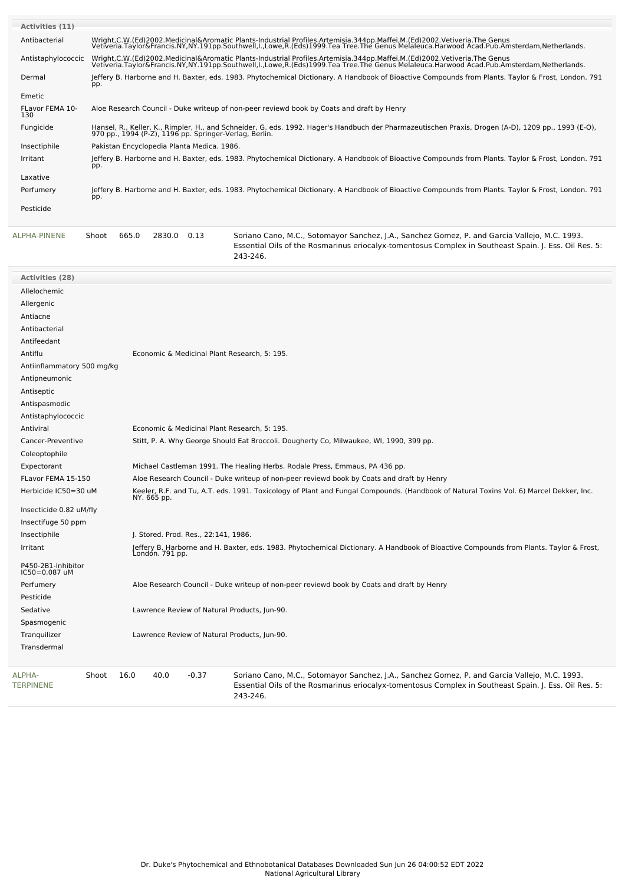| Activities (11) | |
|---|---|
| Antibacterial | Wright,C.W.(Ed)2002.Medicinal&Aromatic Plants-Industrial Profiles.Artemisia.344pp.Maffei,M.(Ed)2002.Vetiveria.The Genus Vetiveria.Taylor&Francis.NY,NY.191pp.Southwell,I.,Lowe,R.(Eds)1999.Tea Tree.The Genus Melaleuca.Harwood Acad.Pub.Amsterdam,Netherlands. |
| Antistaphylococcic | Wright,C.W.(Ed)2002.Medicinal&Aromatic Plants-Industrial Profiles.Artemisia.344pp.Maffei,M.(Ed)2002.Vetiveria.The Genus Vetiveria.Taylor&Francis.NY,NY.191pp.Southwell,I.,Lowe,R.(Eds)1999.Tea Tree.The Genus Melaleuca.Harwood Acad.Pub.Amsterdam,Netherlands. |
| Dermal | Jeffery B. Harborne and H. Baxter, eds. 1983. Phytochemical Dictionary. A Handbook of Bioactive Compounds from Plants. Taylor & Frost, London. 791 pp. |
| Emetic | |
| FLavor FEMA 10-130 | Aloe Research Council - Duke writeup of non-peer reviewd book by Coats and draft by Henry |
| Fungicide | Hansel, R., Keller, K., Rimpler, H., and Schneider, G. eds. 1992. Hager's Handbuch der Pharmazeutischen Praxis, Drogen (A-D), 1209 pp., 1993 (E-O), 970 pp., 1994 (P-Z), 1196 pp. Springer-Verlag, Berlin. |
| Insectiphile | Pakistan Encyclopedia Planta Medica. 1986. |
| Irritant | Jeffery B. Harborne and H. Baxter, eds. 1983. Phytochemical Dictionary. A Handbook of Bioactive Compounds from Plants. Taylor & Frost, London. 791 pp. |
| Laxative | |
| Perfumery | Jeffery B. Harborne and H. Baxter, eds. 1983. Phytochemical Dictionary. A Handbook of Bioactive Compounds from Plants. Taylor & Frost, London. 791 pp. |
| Pesticide | |

| ALPHA-PINENE | Shoot | 665.0 | 2830.0 | 0.13 | Soriano Cano, M.C., Sotomayor Sanchez, J.A., Sanchez Gomez, P. and Garcia Vallejo, M.C. 1993. Essential Oils of the Rosmarinus eriocalyx-tomentosus Complex in Southeast Spain. J. Ess. Oil Res. 5: 243-246. |
|---|---|---|---|---|---|

| Activities (28) | |
|---|---|
| Allelochemic | |
| Allergenic | |
| Antiacne | |
| Antibacterial | |
| Antifeedant | |
| Antiflu | Economic & Medicinal Plant Research, 5: 195. |
| Antiinflammatory 500 mg/kg | |
| Antipneumonic | |
| Antiseptic | |
| Antispasmodic | |
| Antistaphylococcic | |
| Antiviral | Economic & Medicinal Plant Research, 5: 195. |
| Cancer-Preventive | Stitt, P. A. Why George Should Eat Broccoli. Dougherty Co, Milwaukee, WI, 1990, 399 pp. |
| Coleoptophile | |
| Expectorant | Michael Castleman 1991. The Healing Herbs. Rodale Press, Emmaus, PA 436 pp. |
| FLavor FEMA 15-150 | Aloe Research Council - Duke writeup of non-peer reviewd book by Coats and draft by Henry |
| Herbicide IC50=30 uM | Keeler, R.F. and Tu, A.T. eds. 1991. Toxicology of Plant and Fungal Compounds. (Handbook of Natural Toxins Vol. 6) Marcel Dekker, Inc. NY. 665 pp. |
| Insecticide 0.82 uM/fly | |
| Insectifuge 50 ppm | |
| Insectiphile | J. Stored. Prod. Res., 22:141, 1986. |
| Irritant | Jeffery B. Harborne and H. Baxter, eds. 1983. Phytochemical Dictionary. A Handbook of Bioactive Compounds from Plants. Taylor & Frost, London. 791 pp. |
| P450-2B1-Inhibitor IC50=0.087 uM | |
| Perfumery | Aloe Research Council - Duke writeup of non-peer reviewd book by Coats and draft by Henry |
| Pesticide | |
| Sedative | Lawrence Review of Natural Products, Jun-90. |
| Spasmogenic | |
| Tranquilizer | Lawrence Review of Natural Products, Jun-90. |
| Transdermal | |

| ALPHA-TERPINENE | Shoot | 16.0 | 40.0 | -0.37 | Soriano Cano, M.C., Sotomayor Sanchez, J.A., Sanchez Gomez, P. and Garcia Vallejo, M.C. 1993. Essential Oils of the Rosmarinus eriocalyx-tomentosus Complex in Southeast Spain. J. Ess. Oil Res. 5: 243-246. |
|---|---|---|---|---|---|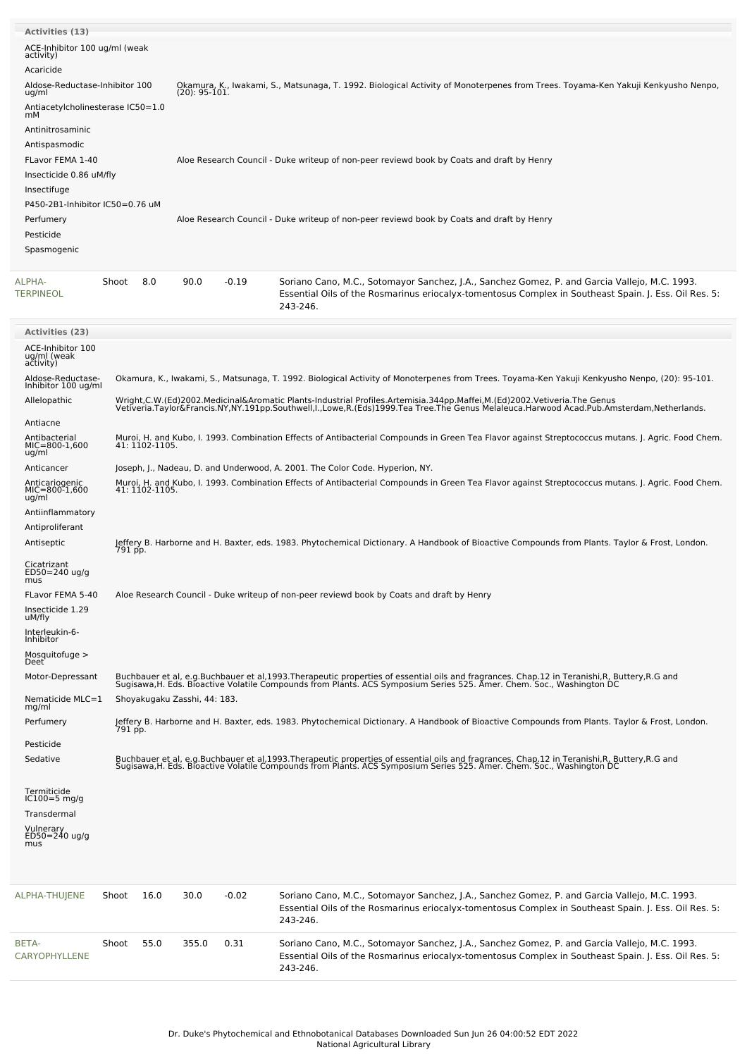**Activities (13)**

| Activity | Reference |
|---|---|
| ACE-Inhibitor 100 ug/ml (weak activity) | |
| Acaricide | |
| Aldose-Reductase-Inhibitor 100 ug/ml | Okamura, K., Iwakami, S., Matsunaga, T. 1992. Biological Activity of Monoterpenes from Trees. Toyama-Ken Yakuji Kenkyusho Nenpo, (20): 95-101. |
| Antiacetylcholinesterase IC50=1.0 mM | |
| Antinitrosaminic | |
| Antispasmodic | |
| FLavor FEMA 1-40 | Aloe Research Council - Duke writeup of non-peer reviewd book by Coats and draft by Henry |
| Insecticide 0.86 uM/fly | |
| Insectifuge | |
| P450-2B1-Inhibitor IC50=0.76 uM | |
| Perfumery | Aloe Research Council - Duke writeup of non-peer reviewd book by Coats and draft by Henry |
| Pesticide | |
| Spasmogenic | |

| Chemical | Part | Low | High | SD | Reference |
|---|---|---|---|---|---|
| ALPHA-TERPINEOL | Shoot | 8.0 | 90.0 | -0.19 | Soriano Cano, M.C., Sotomayor Sanchez, J.A., Sanchez Gomez, P. and Garcia Vallejo, M.C. 1993. Essential Oils of the Rosmarinus eriocalyx-tomentosus Complex in Southeast Spain. J. Ess. Oil Res. 5: 243-246. |

**Activities (23)**

| Activity | Reference |
|---|---|
| ACE-Inhibitor 100 ug/ml (weak activity) | |
| Aldose-Reductase-Inhibitor 100 ug/ml | Okamura, K., Iwakami, S., Matsunaga, T. 1992. Biological Activity of Monoterpenes from Trees. Toyama-Ken Yakuji Kenkyusho Nenpo, (20): 95-101. |
| Allelopathic | Wright,C.W.(Ed)2002.Medicinal&Aromatic Plants-Industrial Profiles.Artemisia.344pp.Maffei,M.(Ed)2002.Vetiveria.The Genus Vetiveria.Taylor&Francis.NY,NY.191pp.Southwell,I.,Lowe,R.(Eds)1999.Tea Tree.The Genus Melaleuca.Harwood Acad.Pub.Amsterdam,Netherlands. |
| Antiacne | |
| Antibacterial MIC=800-1,600 ug/ml | Muroi, H. and Kubo, I. 1993. Combination Effects of Antibacterial Compounds in Green Tea Flavor against Streptococcus mutans. J. Agric. Food Chem. 41: 1102-1105. |
| Anticancer | Joseph, J., Nadeau, D. and Underwood, A. 2001. The Color Code. Hyperion, NY. |
| Anticariogenic MIC=800-1,600 ug/ml | Muroi, H. and Kubo, I. 1993. Combination Effects of Antibacterial Compounds in Green Tea Flavor against Streptococcus mutans. J. Agric. Food Chem. 41: 1102-1105. |
| Antiinflammatory | |
| Antiproliferant | |
| Antiseptic | Jeffery B. Harborne and H. Baxter, eds. 1983. Phytochemical Dictionary. A Handbook of Bioactive Compounds from Plants. Taylor & Frost, London. 791 pp. |
| Cicatrizant ED50=240 ug/g mus | |
| FLavor FEMA 5-40 | Aloe Research Council - Duke writeup of non-peer reviewd book by Coats and draft by Henry |
| Insecticide 1.29 uM/fly | |
| Interleukin-6-Inhibitor | |
| Mosquitofuge > Deet | |
| Motor-Depressant | Buchbauer et al, e.g.Buchbauer et al,1993.Therapeutic properties of essential oils and fragrances. Chap.12 in Teranishi,R, Buttery,R.G and Sugisawa,H. Eds. Bioactive Volatile Compounds from Plants. ACS Symposium Series 525. Amer. Chem. Soc., Washington DC |
| Nematicide MLC=1 mg/ml | Shoyakugaku Zasshi, 44: 183. |
| Perfumery | Jeffery B. Harborne and H. Baxter, eds. 1983. Phytochemical Dictionary. A Handbook of Bioactive Compounds from Plants. Taylor & Frost, London. 791 pp. |
| Pesticide | |
| Sedative | Buchbauer et al, e.g.Buchbauer et al,1993.Therapeutic properties of essential oils and fragrances. Chap.12 in Teranishi,R, Buttery,R.G and Sugisawa,H. Eds. Bioactive Volatile Compounds from Plants. ACS Symposium Series 525. Amer. Chem. Soc., Washington DC |
| Termiticide IC100=5 mg/g | |
| Transdermal | |
| Vulnerary ED50=240 ug/g mus | |

| Chemical | Part | Low | High | SD | Reference |
|---|---|---|---|---|---|
| ALPHA-THUJENE | Shoot | 16.0 | 30.0 | -0.02 | Soriano Cano, M.C., Sotomayor Sanchez, J.A., Sanchez Gomez, P. and Garcia Vallejo, M.C. 1993. Essential Oils of the Rosmarinus eriocalyx-tomentosus Complex in Southeast Spain. J. Ess. Oil Res. 5: 243-246. |
| BETA-CARYOPHYLLENE | Shoot | 55.0 | 355.0 | 0.31 | Soriano Cano, M.C., Sotomayor Sanchez, J.A., Sanchez Gomez, P. and Garcia Vallejo, M.C. 1993. Essential Oils of the Rosmarinus eriocalyx-tomentosus Complex in Southeast Spain. J. Ess. Oil Res. 5: 243-246. |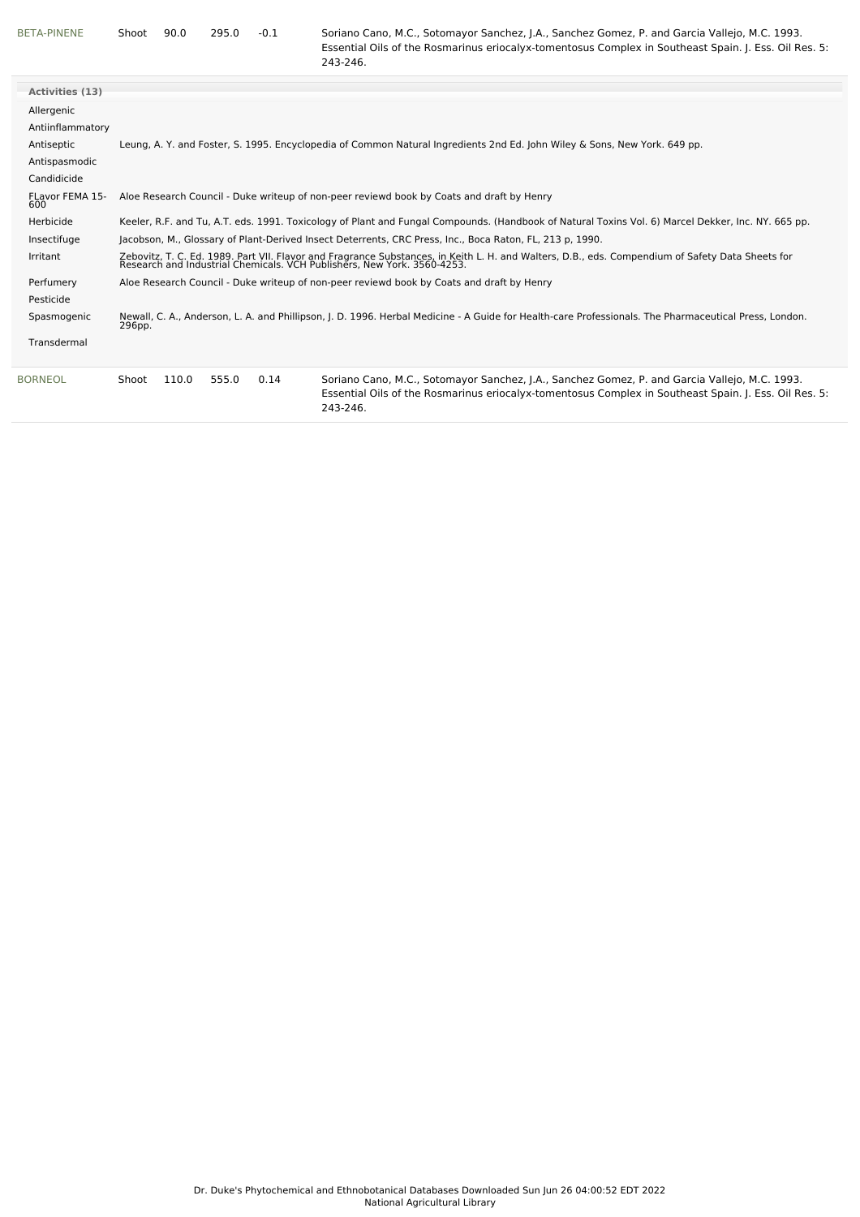| | | | | |
|---|---|---|---|---|
| BETA-PINENE | Shoot | 90.0 | 295.0 | -0.1 | Soriano Cano, M.C., Sotomayor Sanchez, J.A., Sanchez Gomez, P. and Garcia Vallejo, M.C. 1993. Essential Oils of the Rosmarinus eriocalyx-tomentosus Complex in Southeast Spain. J. Ess. Oil Res. 5: 243-246. |

**Activities (13)**

| Activity | Reference |
|---|---|
| Allergenic | |
| Antiinflammatory | |
| Antiseptic | Leung, A. Y. and Foster, S. 1995. Encyclopedia of Common Natural Ingredients 2nd Ed. John Wiley & Sons, New York. 649 pp. |
| Antispasmodic | |
| Candidicide | |
| FLavor FEMA 15-600 | Aloe Research Council - Duke writeup of non-peer reviewd book by Coats and draft by Henry |
| Herbicide | Keeler, R.F. and Tu, A.T. eds. 1991. Toxicology of Plant and Fungal Compounds. (Handbook of Natural Toxins Vol. 6) Marcel Dekker, Inc. NY. 665 pp. |
| Insectifuge | Jacobson, M., Glossary of Plant-Derived Insect Deterrents, CRC Press, Inc., Boca Raton, FL, 213 p, 1990. |
| Irritant | Zebovitz, T. C. Ed. 1989. Part VII. Flavor and Fragrance Substances, in Keith L. H. and Walters, D.B., eds. Compendium of Safety Data Sheets for Research and Industrial Chemicals. VCH Publishers, New York. 3560-4253. |
| Perfumery | Aloe Research Council - Duke writeup of non-peer reviewd book by Coats and draft by Henry |
| Pesticide | |
| Spasmogenic | Newall, C. A., Anderson, L. A. and Phillipson, J. D. 1996. Herbal Medicine - A Guide for Health-care Professionals. The Pharmaceutical Press, London. 296pp. |
| Transdermal | |

| | | | | | |
|---|---|---|---|---|---|
| BORNEOL | Shoot | 110.0 | 555.0 | 0.14 | Soriano Cano, M.C., Sotomayor Sanchez, J.A., Sanchez Gomez, P. and Garcia Vallejo, M.C. 1993. Essential Oils of the Rosmarinus eriocalyx-tomentosus Complex in Southeast Spain. J. Ess. Oil Res. 5: 243-246. |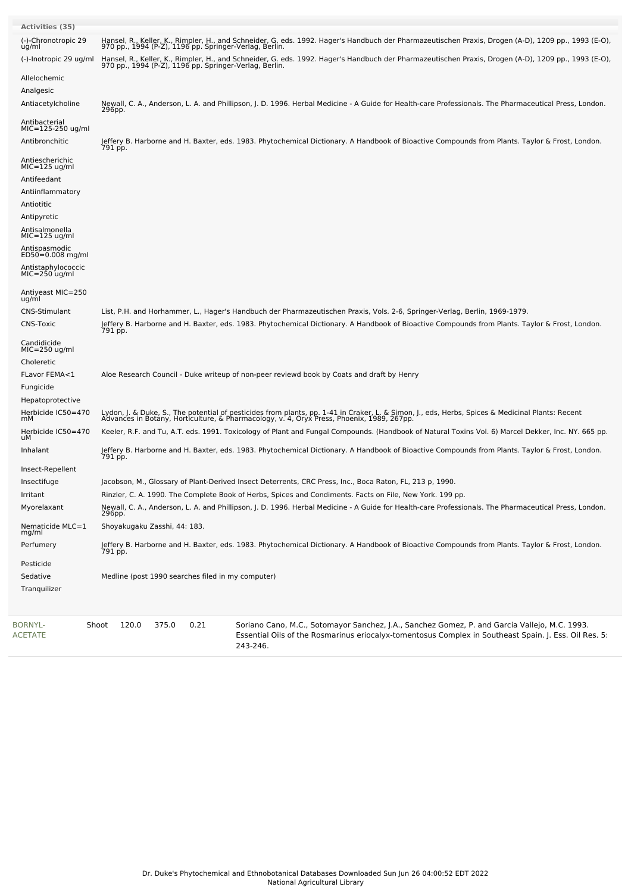**Activities (35)**

| Activity | Reference |
|---|---|
| (-)-Chronotropic 29 ug/ml | Hansel, R., Keller, K., Rimpler, H., and Schneider, G. eds. 1992. Hager's Handbuch der Pharmazeutischen Praxis, Drogen (A-D), 1209 pp., 1993 (E-O), 970 pp., 1994 (P-Z), 1196 pp. Springer-Verlag, Berlin. |
| (-)-Inotropic 29 ug/ml | Hansel, R., Keller, K., Rimpler, H., and Schneider, G. eds. 1992. Hager's Handbuch der Pharmazeutischen Praxis, Drogen (A-D), 1209 pp., 1993 (E-O), 970 pp., 1994 (P-Z), 1196 pp. Springer-Verlag, Berlin. |
| Allelochemic | |
| Analgesic | |
| Antiacetylcholine | Newall, C. A., Anderson, L. A. and Phillipson, J. D. 1996. Herbal Medicine - A Guide for Health-care Professionals. The Pharmaceutical Press, London. 296pp. |
| Antibacterial MIC=125-250 ug/ml | |
| Antibronchitic | Jeffery B. Harborne and H. Baxter, eds. 1983. Phytochemical Dictionary. A Handbook of Bioactive Compounds from Plants. Taylor & Frost, London. 791 pp. |
| Antiescherichic MIC=125 ug/ml | |
| Antifeedant | |
| Antiinflammatory | |
| Antiotitic | |
| Antipyretic | |
| Antisalmonella MIC=125 ug/ml | |
| Antispasmodic ED50=0.008 mg/ml | |
| Antistaphylococcic MIC=250 ug/ml | |
| Antiyeast MIC=250 ug/ml | |
| CNS-Stimulant | List, P.H. and Horhammer, L., Hager's Handbuch der Pharmazeutischen Praxis, Vols. 2-6, Springer-Verlag, Berlin, 1969-1979. |
| CNS-Toxic | Jeffery B. Harborne and H. Baxter, eds. 1983. Phytochemical Dictionary. A Handbook of Bioactive Compounds from Plants. Taylor & Frost, London. 791 pp. |
| Candidicide MIC=250 ug/ml | |
| Choleretic | |
| FLavor FEMA<1 | Aloe Research Council - Duke writeup of non-peer reviewd book by Coats and draft by Henry |
| Fungicide | |
| Hepatoprotective | |
| Herbicide IC50=470 mM | Lydon, J. & Duke, S., The potential of pesticides from plants, pp. 1-41 in Craker, L. & Simon, J., eds, Herbs, Spices & Medicinal Plants: Recent Advances in Botany, Horticulture, & Pharmacology, v. 4, Oryx Press, Phoenix, 1989, 267pp. |
| Herbicide IC50=470 uM | Keeler, R.F. and Tu, A.T. eds. 1991. Toxicology of Plant and Fungal Compounds. (Handbook of Natural Toxins Vol. 6) Marcel Dekker, Inc. NY. 665 pp. |
| Inhalant | Jeffery B. Harborne and H. Baxter, eds. 1983. Phytochemical Dictionary. A Handbook of Bioactive Compounds from Plants. Taylor & Frost, London. 791 pp. |
| Insect-Repellent | |
| Insectifuge | Jacobson, M., Glossary of Plant-Derived Insect Deterrents, CRC Press, Inc., Boca Raton, FL, 213 p, 1990. |
| Irritant | Rinzler, C. A. 1990. The Complete Book of Herbs, Spices and Condiments. Facts on File, New York. 199 pp. |
| Myorelaxant | Newall, C. A., Anderson, L. A. and Phillipson, J. D. 1996. Herbal Medicine - A Guide for Health-care Professionals. The Pharmaceutical Press, London. 296pp. |
| Nematicide MLC=1 mg/ml | Shoyakugaku Zasshi, 44: 183. |
| Perfumery | Jeffery B. Harborne and H. Baxter, eds. 1983. Phytochemical Dictionary. A Handbook of Bioactive Compounds from Plants. Taylor & Frost, London. 791 pp. |
| Pesticide | |
| Sedative | Medline (post 1990 searches filed in my computer) |
| Tranquilizer | |

| | | | | | |
|---|---|---|---|---|---|
| BORNYL-ACETATE | Shoot | 120.0 | 375.0 | 0.21 | Soriano Cano, M.C., Sotomayor Sanchez, J.A., Sanchez Gomez, P. and Garcia Vallejo, M.C. 1993. Essential Oils of the Rosmarinus eriocalyx-tomentosus Complex in Southeast Spain. J. Ess. Oil Res. 5: 243-246. |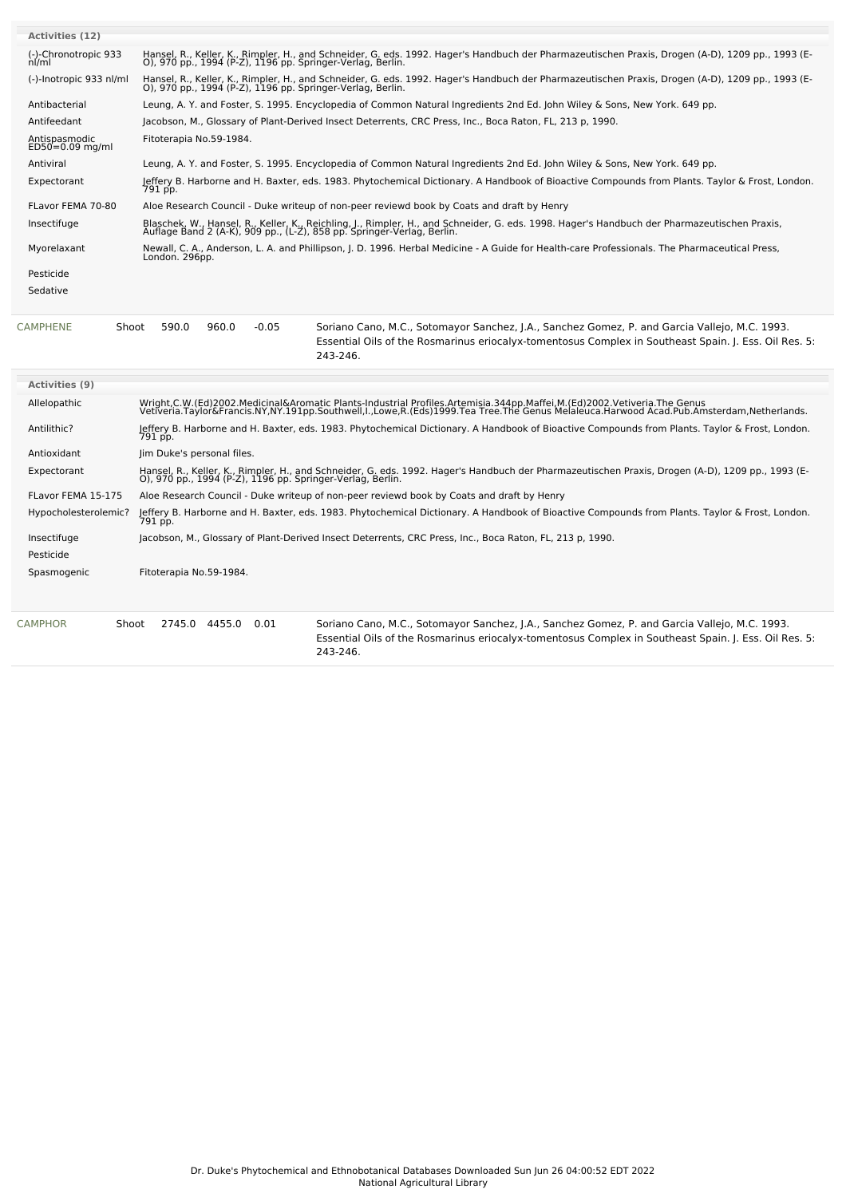| Activities (12) | |
|---|---|
| (-)-Chronotropic 933 nl/ml | Hansel, R., Keller, K., Rimpler, H., and Schneider, G. eds. 1992. Hager's Handbuch der Pharmazeutischen Praxis, Drogen (A-D), 1209 pp., 1993 (E-O), 970 pp., 1994 (P-Z), 1196 pp. Springer-Verlag, Berlin. |
| (-)-Inotropic 933 nl/ml | Hansel, R., Keller, K., Rimpler, H., and Schneider, G. eds. 1992. Hager's Handbuch der Pharmazeutischen Praxis, Drogen (A-D), 1209 pp., 1993 (E-O), 970 pp., 1994 (P-Z), 1196 pp. Springer-Verlag, Berlin. |
| Antibacterial | Leung, A. Y. and Foster, S. 1995. Encyclopedia of Common Natural Ingredients 2nd Ed. John Wiley & Sons, New York. 649 pp. |
| Antifeedant | Jacobson, M., Glossary of Plant-Derived Insect Deterrents, CRC Press, Inc., Boca Raton, FL, 213 p, 1990. |
| Antispasmodic ED50=0.09 mg/ml | Fitoterapia No.59-1984. |
| Antiviral | Leung, A. Y. and Foster, S. 1995. Encyclopedia of Common Natural Ingredients 2nd Ed. John Wiley & Sons, New York. 649 pp. |
| Expectorant | Jeffery B. Harborne and H. Baxter, eds. 1983. Phytochemical Dictionary. A Handbook of Bioactive Compounds from Plants. Taylor & Frost, London. 791 pp. |
| FLavor FEMA 70-80 | Aloe Research Council - Duke writeup of non-peer reviewd book by Coats and draft by Henry |
| Insectifuge | Blaschek, W., Hansel, R., Keller, K., Reichling, J., Rimpler, H., and Schneider, G. eds. 1998. Hager's Handbuch der Pharmazeutischen Praxis, Auflage Band 2 (A-K), 909 pp., (L-Z), 858 pp. Springer-Verlag, Berlin. |
| Myorelaxant | Newall, C. A., Anderson, L. A. and Phillipson, J. D. 1996. Herbal Medicine - A Guide for Health-care Professionals. The Pharmaceutical Press, London. 296pp. |
| Pesticide | |
| Sedative | |

| CAMPHENE | Shoot | 590.0 | 960.0 | -0.05 | Soriano Cano, M.C., Sotomayor Sanchez, J.A., Sanchez Gomez, P. and Garcia Vallejo, M.C. 1993. Essential Oils of the Rosmarinus eriocalyx-tomentosus Complex in Southeast Spain. J. Ess. Oil Res. 5: 243-246. |
|---|---|---|---|---|---|

| Activities (9) | |
|---|---|
| Allelopathic | Wright,C.W.(Ed)2002.Medicinal&Aromatic Plants-Industrial Profiles.Artemisia.344pp.Maffei,M.(Ed)2002.Vetiveria.The Genus Vetiveria.Taylor&Francis.NY,NY.191pp.Southwell,I.,Lowe,R.(Eds)1999.Tea Tree.The Genus Melaleuca.Harwood Acad.Pub.Amsterdam,Netherlands. |
| Antilithic? | Jeffery B. Harborne and H. Baxter, eds. 1983. Phytochemical Dictionary. A Handbook of Bioactive Compounds from Plants. Taylor & Frost, London. 791 pp. |
| Antioxidant | Jim Duke's personal files. |
| Expectorant | Hansel, R., Keller, K., Rimpler, H., and Schneider, G. eds. 1992. Hager's Handbuch der Pharmazeutischen Praxis, Drogen (A-D), 1209 pp., 1993 (E-O), 970 pp., 1994 (P-Z), 1196 pp. Springer-Verlag, Berlin. |
| FLavor FEMA 15-175 | Aloe Research Council - Duke writeup of non-peer reviewd book by Coats and draft by Henry |
| Hypocholesterolemic? | Jeffery B. Harborne and H. Baxter, eds. 1983. Phytochemical Dictionary. A Handbook of Bioactive Compounds from Plants. Taylor & Frost, London. 791 pp. |
| Insectifuge | Jacobson, M., Glossary of Plant-Derived Insect Deterrents, CRC Press, Inc., Boca Raton, FL, 213 p, 1990. |
| Pesticide | |
| Spasmogenic | Fitoterapia No.59-1984. |

| CAMPHOR | Shoot | 2745.0 | 4455.0 | 0.01 | Soriano Cano, M.C., Sotomayor Sanchez, J.A., Sanchez Gomez, P. and Garcia Vallejo, M.C. 1993. Essential Oils of the Rosmarinus eriocalyx-tomentosus Complex in Southeast Spain. J. Ess. Oil Res. 5: 243-246. |
|---|---|---|---|---|---|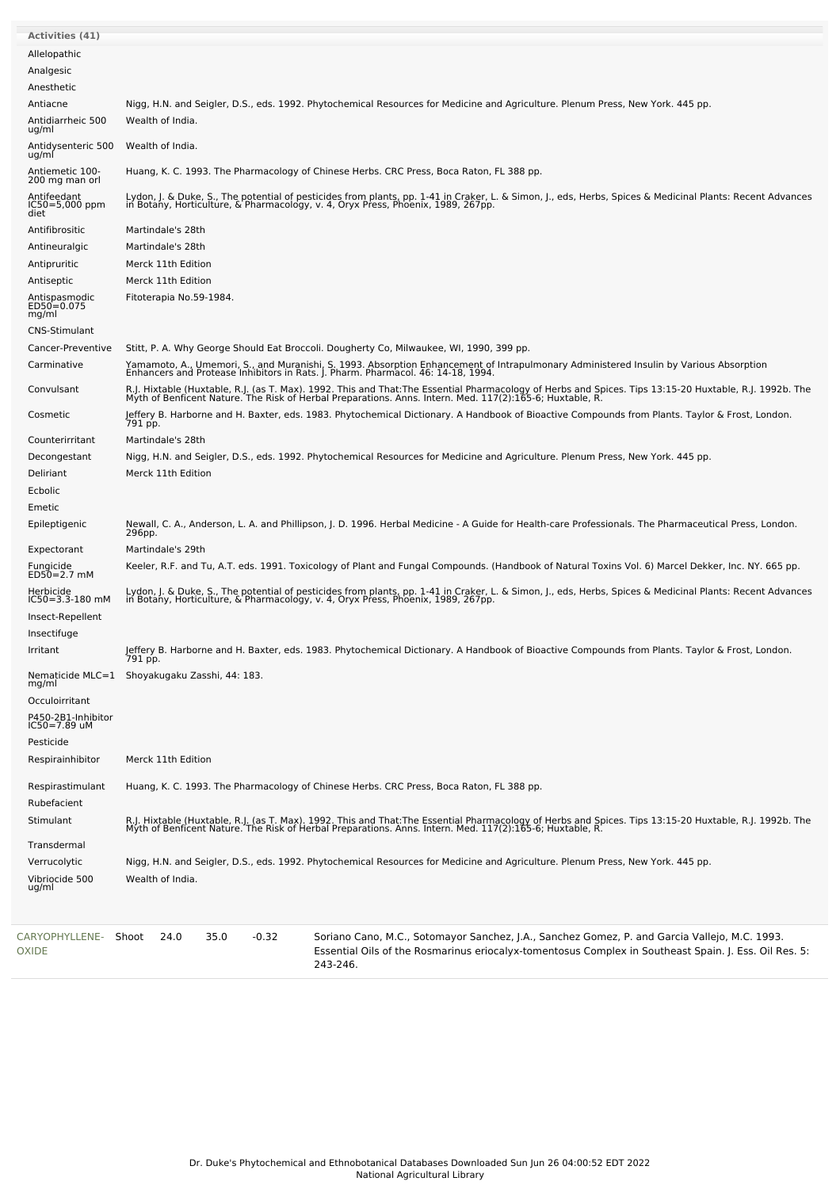**Activities (41)**

| Activity | Reference |
| --- | --- |
| Allelopathic | |
| Analgesic | |
| Anesthetic | |
| Antiacne | Nigg, H.N. and Seigler, D.S., eds. 1992. Phytochemical Resources for Medicine and Agriculture. Plenum Press, New York. 445 pp. |
| Antidiarrheic 500 ug/ml | Wealth of India. |
| Antidysenteric 500 ug/ml | Wealth of India. |
| Antiemetic 100-200 mg man orl | Huang, K. C. 1993. The Pharmacology of Chinese Herbs. CRC Press, Boca Raton, FL 388 pp. |
| Antifeedant IC50=5,000 ppm diet | Lydon, J. & Duke, S., The potential of pesticides from plants, pp. 1-41 in Craker, L. & Simon, J., eds, Herbs, Spices & Medicinal Plants: Recent Advances in Botany, Horticulture, & Pharmacology, v. 4, Oryx Press, Phoenix, 1989, 267pp. |
| Antifibrositic | Martindale's 28th |
| Antineuralgic | Martindale's 28th |
| Antipruritic | Merck 11th Edition |
| Antiseptic | Merck 11th Edition |
| Antispasmodic ED50=0.075 mg/ml | Fitoterapia No.59-1984. |
| CNS-Stimulant | |
| Cancer-Preventive | Stitt, P. A. Why George Should Eat Broccoli. Dougherty Co, Milwaukee, WI, 1990, 399 pp. |
| Carminative | Yamamoto, A., Umemori, S., and Muranishi, S. 1993. Absorption Enhancement of Intrapulmonary Administered Insulin by Various Absorption Enhancers and Protease Inhibitors in Rats. J. Pharm. Pharmacol. 46: 14-18, 1994. |
| Convulsant | R.J. Hixtable (Huxtable, R.J. (as T. Max). 1992. This and That:The Essential Pharmacology of Herbs and Spices. Tips 13:15-20 Huxtable, R.J. 1992b. The Myth of Benficent Nature. The Risk of Herbal Preparations. Anns. Intern. Med. 117(2):165-6; Huxtable, R. |
| Cosmetic | Jeffery B. Harborne and H. Baxter, eds. 1983. Phytochemical Dictionary. A Handbook of Bioactive Compounds from Plants. Taylor & Frost, London. 791 pp. |
| Counterirritant | Martindale's 28th |
| Decongestant | Nigg, H.N. and Seigler, D.S., eds. 1992. Phytochemical Resources for Medicine and Agriculture. Plenum Press, New York. 445 pp. |
| Deliriant | Merck 11th Edition |
| Ecbolic | |
| Emetic | |
| Epileptigenic | Newall, C. A., Anderson, L. A. and Phillipson, J. D. 1996. Herbal Medicine - A Guide for Health-care Professionals. The Pharmaceutical Press, London. 296pp. |
| Expectorant | Martindale's 29th |
| Fungicide ED50=2.7 mM | Keeler, R.F. and Tu, A.T. eds. 1991. Toxicology of Plant and Fungal Compounds. (Handbook of Natural Toxins Vol. 6) Marcel Dekker, Inc. NY. 665 pp. |
| Herbicide IC50=3.3-180 mM | Lydon, J. & Duke, S., The potential of pesticides from plants, pp. 1-41 in Craker, L. & Simon, J., eds, Herbs, Spices & Medicinal Plants: Recent Advances in Botany, Horticulture, & Pharmacology, v. 4, Oryx Press, Phoenix, 1989, 267pp. |
| Insect-Repellent | |
| Insectifuge | |
| Irritant | Jeffery B. Harborne and H. Baxter, eds. 1983. Phytochemical Dictionary. A Handbook of Bioactive Compounds from Plants. Taylor & Frost, London. 791 pp. |
| Nematicide MLC=1 mg/ml | Shoyakugaku Zasshi, 44: 183. |
| Occuloirritant | |
| P450-2B1-Inhibitor IC50=7.89 uM | |
| Pesticide | |
| Respirainhibitor | Merck 11th Edition |
| Respirastimulant | Huang, K. C. 1993. The Pharmacology of Chinese Herbs. CRC Press, Boca Raton, FL 388 pp. |
| Rubefacient | |
| Stimulant | R.J. Hixtable (Huxtable, R.J. (as T. Max). 1992. This and That:The Essential Pharmacology of Herbs and Spices. Tips 13:15-20 Huxtable, R.J. 1992b. The Myth of Benficent Nature. The Risk of Herbal Preparations. Anns. Intern. Med. 117(2):165-6; Huxtable, R. |
| Transdermal | |
| Verrucolytic | Nigg, H.N. and Seigler, D.S., eds. 1992. Phytochemical Resources for Medicine and Agriculture. Plenum Press, New York. 445 pp. |
| Vibriocide 500 ug/ml | Wealth of India. |

| Chemical | Part | Low | High | SD | Reference |
| --- | --- | --- | --- | --- | --- |
| CARYOPHYLLENE-OXIDE | Shoot | 24.0 | 35.0 | -0.32 | Soriano Cano, M.C., Sotomayor Sanchez, J.A., Sanchez Gomez, P. and Garcia Vallejo, M.C. 1993. Essential Oils of the Rosmarinus eriocalyx-tomentosus Complex in Southeast Spain. J. Ess. Oil Res. 5: 243-246. |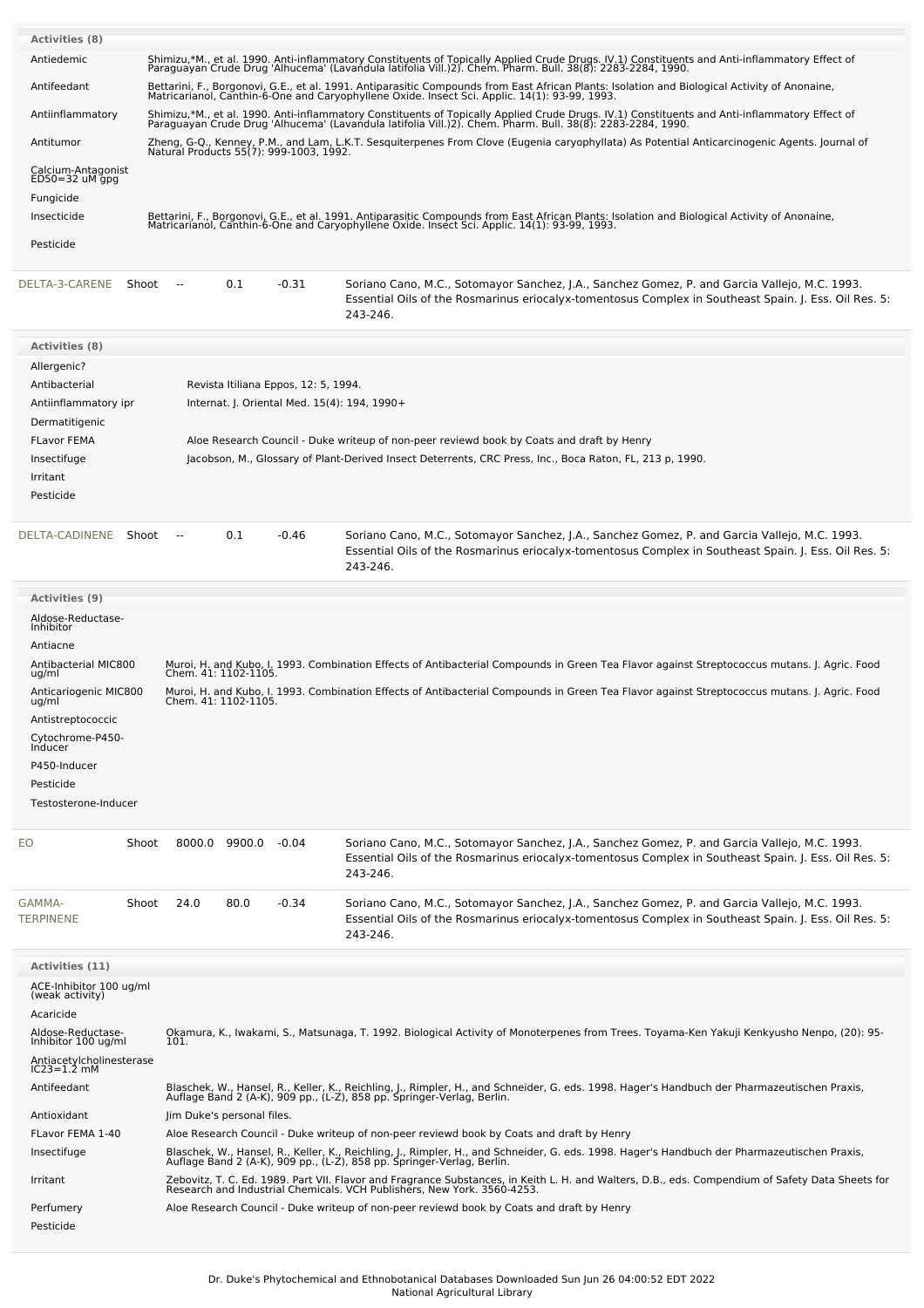**Activities (8)**

| Activity | Reference |
| --- | --- |
| Antiedemic | Shimizu,*M., et al. 1990. Anti-inflammatory Constituents of Topically Applied Crude Drugs. IV.1) Constituents and Anti-inflammatory Effect of Paraguayan Crude Drug 'Alhucema' (Lavandula latifolia Vill.)2). Chem. Pharm. Bull. 38(8): 2283-2284, 1990. |
| Antifeedant | Bettarini, F., Borgonovi, G.E., et al. 1991. Antiparasitic Compounds from East African Plants: Isolation and Biological Activity of Anonaine, Matricarianol, Canthin-6-One and Caryophyllene Oxide. Insect Sci. Applic. 14(1): 93-99, 1993. |
| Antiinflammatory | Shimizu,*M., et al. 1990. Anti-inflammatory Constituents of Topically Applied Crude Drugs. IV.1) Constituents and Anti-inflammatory Effect of Paraguayan Crude Drug 'Alhucema' (Lavandula latifolia Vill.)2). Chem. Pharm. Bull. 38(8): 2283-2284, 1990. |
| Antitumor | Zheng, G-Q., Kenney, P.M., and Lam, L.K.T. Sesquiterpenes From Clove (Eugenia caryophyllata) As Potential Anticarcinogenic Agents. Journal of Natural Products 55(7): 999-1003, 1992. |
| Calcium-Antagonist ED50=32 uM gpg | |
| Fungicide | |
| Insecticide | Bettarini, F., Borgonovi, G.E., et al. 1991. Antiparasitic Compounds from East African Plants: Isolation and Biological Activity of Anonaine, Matricarianol, Canthin-6-One and Caryophyllene Oxide. Insect Sci. Applic. 14(1): 93-99, 1993. |
| Pesticide | |

| Chemical | Part | Low | High | SD | Reference |
| --- | --- | --- | --- | --- | --- |
| DELTA-3-CARENE | Shoot | -- | 0.1 | -0.31 | Soriano Cano, M.C., Sotomayor Sanchez, J.A., Sanchez Gomez, P. and Garcia Vallejo, M.C. 1993. Essential Oils of the Rosmarinus eriocalyx-tomentosus Complex in Southeast Spain. J. Ess. Oil Res. 5: 243-246. |

**Activities (8)**

| Activity | Reference |
| --- | --- |
| Allergenic? | |
| Antibacterial | Revista Itiliana Eppos, 12: 5, 1994. |
| Antiinflammatory ipr | Internat. J. Oriental Med. 15(4): 194, 1990+ |
| Dermatitigenic | |
| FLavor FEMA | Aloe Research Council - Duke writeup of non-peer reviewd book by Coats and draft by Henry |
| Insectifuge | Jacobson, M., Glossary of Plant-Derived Insect Deterrents, CRC Press, Inc., Boca Raton, FL, 213 p, 1990. |
| Irritant | |
| Pesticide | |

| Chemical | Part | Low | High | SD | Reference |
| --- | --- | --- | --- | --- | --- |
| DELTA-CADINENE | Shoot | -- | 0.1 | -0.46 | Soriano Cano, M.C., Sotomayor Sanchez, J.A., Sanchez Gomez, P. and Garcia Vallejo, M.C. 1993. Essential Oils of the Rosmarinus eriocalyx-tomentosus Complex in Southeast Spain. J. Ess. Oil Res. 5: 243-246. |

**Activities (9)**

| Activity | Reference |
| --- | --- |
| Aldose-Reductase-Inhibitor | |
| Antiacne | |
| Antibacterial MIC800 ug/ml | Muroi, H. and Kubo, I. 1993. Combination Effects of Antibacterial Compounds in Green Tea Flavor against Streptococcus mutans. J. Agric. Food Chem. 41: 1102-1105. |
| Anticariogenic MIC800 ug/ml | Muroi, H. and Kubo, I. 1993. Combination Effects of Antibacterial Compounds in Green Tea Flavor against Streptococcus mutans. J. Agric. Food Chem. 41: 1102-1105. |
| Antistreptococcic | |
| Cytochrome-P450-Inducer | |
| P450-Inducer | |
| Pesticide | |
| Testosterone-Inducer | |

| Chemical | Part | Low | High | SD | Reference |
| --- | --- | --- | --- | --- | --- |
| EO | Shoot | 8000.0 | 9900.0 | -0.04 | Soriano Cano, M.C., Sotomayor Sanchez, J.A., Sanchez Gomez, P. and Garcia Vallejo, M.C. 1993. Essential Oils of the Rosmarinus eriocalyx-tomentosus Complex in Southeast Spain. J. Ess. Oil Res. 5: 243-246. |
| GAMMA-TERPINENE | Shoot | 24.0 | 80.0 | -0.34 | Soriano Cano, M.C., Sotomayor Sanchez, J.A., Sanchez Gomez, P. and Garcia Vallejo, M.C. 1993. Essential Oils of the Rosmarinus eriocalyx-tomentosus Complex in Southeast Spain. J. Ess. Oil Res. 5: 243-246. |

**Activities (11)**

| Activity | Reference |
| --- | --- |
| ACE-Inhibitor 100 ug/ml (weak activity) | |
| Acaricide | |
| Aldose-Reductase-Inhibitor 100 ug/ml | Okamura, K., Iwakami, S., Matsunaga, T. 1992. Biological Activity of Monoterpenes from Trees. Toyama-Ken Yakuji Kenkyusho Nenpo, (20): 95-101. |
| Antiacetylcholinesterase IC23=1.2 mM | |
| Antifeedant | Blaschek, W., Hansel, R., Keller, K., Reichling, J., Rimpler, H., and Schneider, G. eds. 1998. Hager's Handbuch der Pharmazeutischen Praxis, Auflage Band 2 (A-K), 909 pp., (L-Z), 858 pp. Springer-Verlag, Berlin. |
| Antioxidant | Jim Duke's personal files. |
| FLavor FEMA 1-40 | Aloe Research Council - Duke writeup of non-peer reviewd book by Coats and draft by Henry |
| Insectifuge | Blaschek, W., Hansel, R., Keller, K., Reichling, J., Rimpler, H., and Schneider, G. eds. 1998. Hager's Handbuch der Pharmazeutischen Praxis, Auflage Band 2 (A-K), 909 pp., (L-Z), 858 pp. Springer-Verlag, Berlin. |
| Irritant | Zebovitz, T. C. Ed. 1989. Part VII. Flavor and Fragrance Substances, in Keith L. H. and Walters, D.B., eds. Compendium of Safety Data Sheets for Research and Industrial Chemicals. VCH Publishers, New York. 3560-4253. |
| Perfumery | Aloe Research Council - Duke writeup of non-peer reviewd book by Coats and draft by Henry |
| Pesticide | |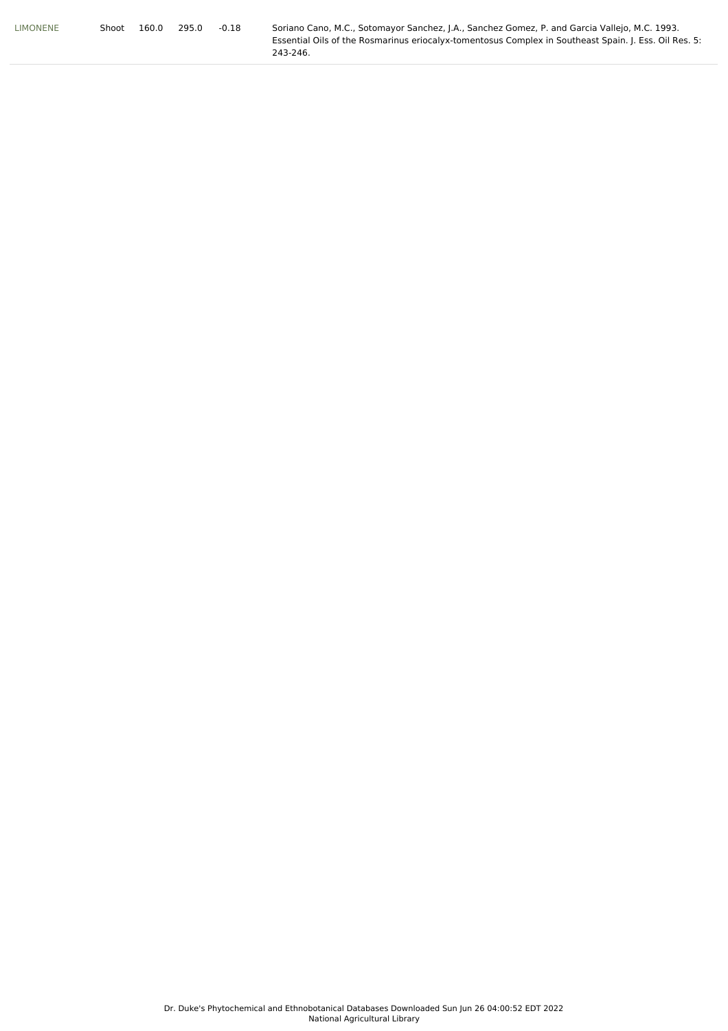| LIMONENE | Shoot | 160.0 | 295.0 | -0.18 | Soriano Cano, M.C., Sotomayor Sanchez, J.A., Sanchez Gomez, P. and Garcia Vallejo, M.C. 1993. Essential Oils of the Rosmarinus eriocalyx-tomentosus Complex in Southeast Spain. J. Ess. Oil Res. 5: 243-246. |
|---|---|---|---|---|---|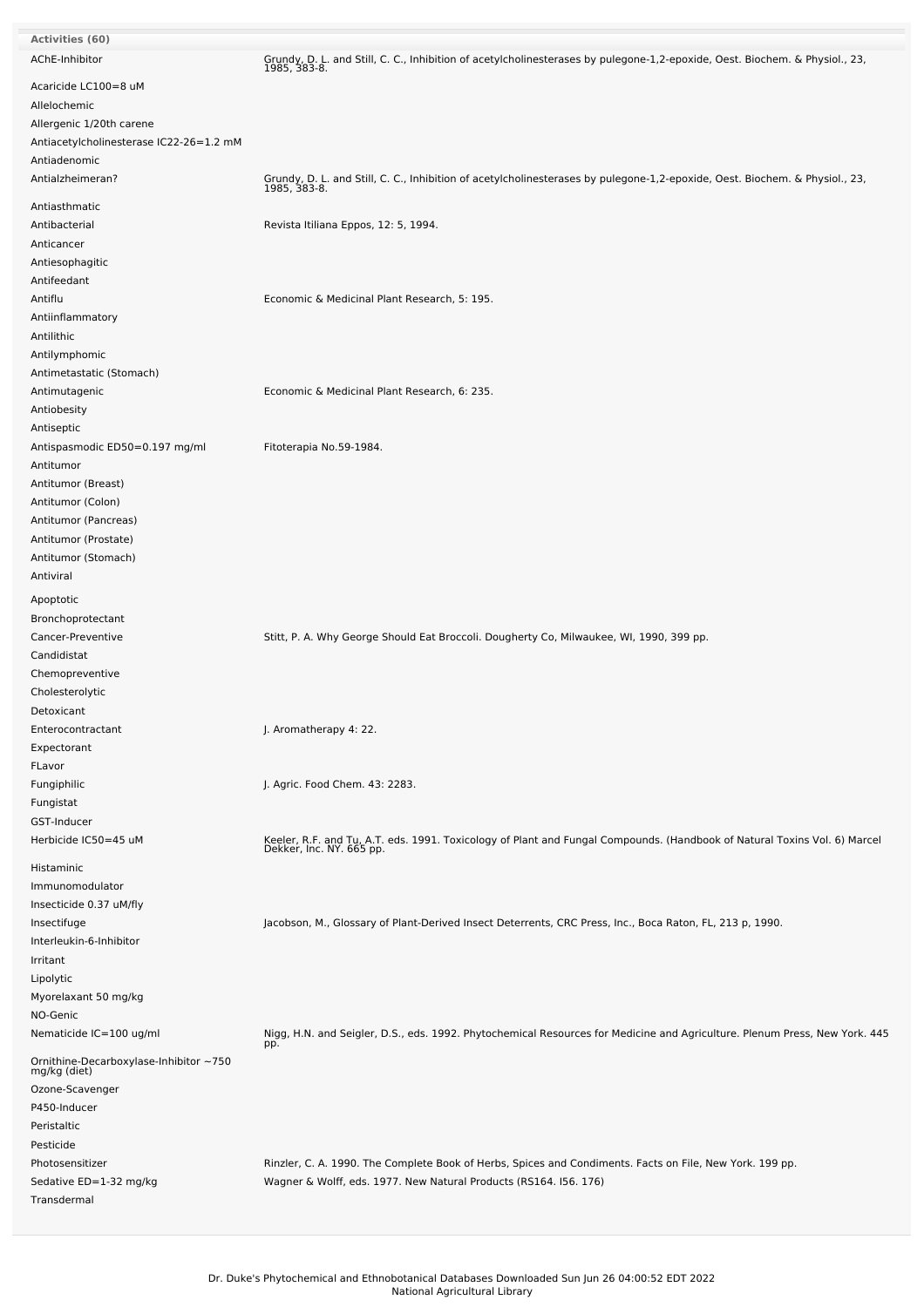**Activities (60)**

| Activity | Reference |
|---|---|
| AChE-Inhibitor | Grundy, D. L. and Still, C. C., Inhibition of acetylcholinesterases by pulegone-1,2-epoxide, Oest. Biochem. & Physiol., 23, 1985, 383-8. |
| Acaricide LC100=8 uM | |
| Allelochemic | |
| Allergenic 1/20th carene | |
| Antiacetylcholinesterase IC22-26=1.2 mM | |
| Antiadenomic | |
| Antialzheimeran? | Grundy, D. L. and Still, C. C., Inhibition of acetylcholinesterases by pulegone-1,2-epoxide, Oest. Biochem. & Physiol., 23, 1985, 383-8. |
| Antiasthmatic | |
| Antibacterial | Revista Itiliana Eppos, 12: 5, 1994. |
| Anticancer | |
| Antiesophagitic | |
| Antifeedant | |
| Antiflu | Economic & Medicinal Plant Research, 5: 195. |
| Antiinflammatory | |
| Antilithic | |
| Antilymphomic | |
| Antimetastatic (Stomach) | |
| Antimutagenic | Economic & Medicinal Plant Research, 6: 235. |
| Antiobesity | |
| Antiseptic | |
| Antispasmodic ED50=0.197 mg/ml | Fitoterapia No.59-1984. |
| Antitumor | |
| Antitumor (Breast) | |
| Antitumor (Colon) | |
| Antitumor (Pancreas) | |
| Antitumor (Prostate) | |
| Antitumor (Stomach) | |
| Antiviral | |
| Apoptotic | |
| Bronchoprotectant | |
| Cancer-Preventive | Stitt, P. A. Why George Should Eat Broccoli. Dougherty Co, Milwaukee, WI, 1990, 399 pp. |
| Candidistat | |
| Chemopreventive | |
| Cholesterolytic | |
| Detoxicant | |
| Enterocontractant | J. Aromatherapy 4: 22. |
| Expectorant | |
| FLavor | |
| Fungiphilic | J. Agric. Food Chem. 43: 2283. |
| Fungistat | |
| GST-Inducer | |
| Herbicide IC50=45 uM | Keeler, R.F. and Tu, A.T. eds. 1991. Toxicology of Plant and Fungal Compounds. (Handbook of Natural Toxins Vol. 6) Marcel Dekker, Inc. NY. 665 pp. |
| Histaminic | |
| Immunomodulator | |
| Insecticide 0.37 uM/fly | |
| Insectifuge | Jacobson, M., Glossary of Plant-Derived Insect Deterrents, CRC Press, Inc., Boca Raton, FL, 213 p, 1990. |
| Interleukin-6-Inhibitor | |
| Irritant | |
| Lipolytic | |
| Myorelaxant 50 mg/kg | |
| NO-Genic | |
| Nematicide IC=100 ug/ml | Nigg, H.N. and Seigler, D.S., eds. 1992. Phytochemical Resources for Medicine and Agriculture. Plenum Press, New York. 445 pp. |
| Ornithine-Decarboxylase-Inhibitor ~750 mg/kg (diet) | |
| Ozone-Scavenger | |
| P450-Inducer | |
| Peristaltic | |
| Pesticide | |
| Photosensitizer | Rinzler, C. A. 1990. The Complete Book of Herbs, Spices and Condiments. Facts on File, New York. 199 pp. |
| Sedative ED=1-32 mg/kg | Wagner & Wolff, eds. 1977. New Natural Products (RS164. I56. 176) |
| Transdermal | |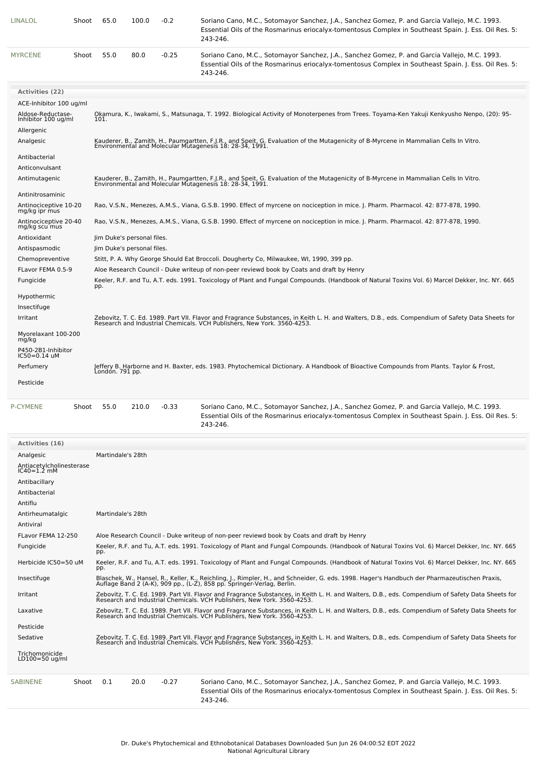| LINALOL | Shoot | 65.0 | 100.0 | -0.2 | Soriano Cano, M.C., Sotomayor Sanchez, J.A., Sanchez Gomez, P. and Garcia Vallejo, M.C. 1993. Essential Oils of the Rosmarinus eriocalyx-tomentosus Complex in Southeast Spain. J. Ess. Oil Res. 5: 243-246. |
|---|---|---|---|---|---|
| MYRCENE | Shoot | 55.0 | 80.0 | -0.25 | Soriano Cano, M.C., Sotomayor Sanchez, J.A., Sanchez Gomez, P. and Garcia Vallejo, M.C. 1993. Essential Oils of the Rosmarinus eriocalyx-tomentosus Complex in Southeast Spain. J. Ess. Oil Res. 5: 243-246. |

**Activities (22)**

| Activity | Reference |
|---|---|
| ACE-Inhibitor 100 ug/ml | |
| Aldose-Reductase-Inhibitor 100 ug/ml | Okamura, K., Iwakami, S., Matsunaga, T. 1992. Biological Activity of Monoterpenes from Trees. Toyama-Ken Yakuji Kenkyusho Nenpo, (20): 95-101. |
| Allergenic | |
| Analgesic | Kauderer, B., Zamith, H., Paumgartten, F.J.R., and Speit, G. Evaluation of the Mutagenicity of B-Myrcene in Mammalian Cells In Vitro. Environmental and Molecular Mutagenesis 18: 28-34, 1991. |
| Antibacterial | |
| Anticonvulsant | |
| Antimutagenic | Kauderer, B., Zamith, H., Paumgartten, F.J.R., and Speit, G. Evaluation of the Mutagenicity of B-Myrcene in Mammalian Cells In Vitro. Environmental and Molecular Mutagenesis 18: 28-34, 1991. |
| Antinitrosaminic | |
| Antinociceptive 10-20 mg/kg ipr mus | Rao, V.S.N., Menezes, A.M.S., Viana, G.S.B. 1990. Effect of myrcene on nociception in mice. J. Pharm. Pharmacol. 42: 877-878, 1990. |
| Antinociceptive 20-40 mg/kg scu mus | Rao, V.S.N., Menezes, A.M.S., Viana, G.S.B. 1990. Effect of myrcene on nociception in mice. J. Pharm. Pharmacol. 42: 877-878, 1990. |
| Antioxidant | Jim Duke's personal files. |
| Antispasmodic | Jim Duke's personal files. |
| Chemopreventive | Stitt, P. A. Why George Should Eat Broccoli. Dougherty Co, Milwaukee, WI, 1990, 399 pp. |
| FLavor FEMA 0.5-9 | Aloe Research Council - Duke writeup of non-peer reviewd book by Coats and draft by Henry |
| Fungicide | Keeler, R.F. and Tu, A.T. eds. 1991. Toxicology of Plant and Fungal Compounds. (Handbook of Natural Toxins Vol. 6) Marcel Dekker, Inc. NY. 665 pp. |
| Hypothermic | |
| Insectifuge | |
| Irritant | Zebovitz, T. C. Ed. 1989. Part VII. Flavor and Fragrance Substances, in Keith L. H. and Walters, D.B., eds. Compendium of Safety Data Sheets for Research and Industrial Chemicals. VCH Publishers, New York. 3560-4253. |
| Myorelaxant 100-200 mg/kg | |
| P450-2B1-Inhibitor IC50=0.14 uM | |
| Perfumery | Jeffery B. Harborne and H. Baxter, eds. 1983. Phytochemical Dictionary. A Handbook of Bioactive Compounds from Plants. Taylor & Frost, London. 791 pp. |
| Pesticide | |

| P-CYMENE | Shoot | 55.0 | 210.0 | -0.33 | Soriano Cano, M.C., Sotomayor Sanchez, J.A., Sanchez Gomez, P. and Garcia Vallejo, M.C. 1993. Essential Oils of the Rosmarinus eriocalyx-tomentosus Complex in Southeast Spain. J. Ess. Oil Res. 5: 243-246. |
|---|---|---|---|---|---|

**Activities (16)**

| Activity | Reference |
|---|---|
| Analgesic | Martindale's 28th |
| Antiacetylcholinesterase IC40=1.2 mM | |
| Antibacillary | |
| Antibacterial | |
| Antiflu | |
| Antirheumatalgic | Martindale's 28th |
| Antiviral | |
| FLavor FEMA 12-250 | Aloe Research Council - Duke writeup of non-peer reviewd book by Coats and draft by Henry |
| Fungicide | Keeler, R.F. and Tu, A.T. eds. 1991. Toxicology of Plant and Fungal Compounds. (Handbook of Natural Toxins Vol. 6) Marcel Dekker, Inc. NY. 665 pp. |
| Herbicide IC50=50 uM | Keeler, R.F. and Tu, A.T. eds. 1991. Toxicology of Plant and Fungal Compounds. (Handbook of Natural Toxins Vol. 6) Marcel Dekker, Inc. NY. 665 pp. |
| Insectifuge | Blaschek, W., Hansel, R., Keller, K., Reichling, J., Rimpler, H., and Schneider, G. eds. 1998. Hager's Handbuch der Pharmazeutischen Praxis, Auflage Band 2 (A-K), 909 pp., (L-Z), 858 pp. Springer-Verlag, Berlin. |
| Irritant | Zebovitz, T. C. Ed. 1989. Part VII. Flavor and Fragrance Substances, in Keith L. H. and Walters, D.B., eds. Compendium of Safety Data Sheets for Research and Industrial Chemicals. VCH Publishers, New York. 3560-4253. |
| Laxative | Zebovitz, T. C. Ed. 1989. Part VII. Flavor and Fragrance Substances, in Keith L. H. and Walters, D.B., eds. Compendium of Safety Data Sheets for Research and Industrial Chemicals. VCH Publishers, New York. 3560-4253. |
| Pesticide | |
| Sedative | Zebovitz, T. C. Ed. 1989. Part VII. Flavor and Fragrance Substances, in Keith L. H. and Walters, D.B., eds. Compendium of Safety Data Sheets for Research and Industrial Chemicals. VCH Publishers, New York. 3560-4253. |
| Trichomonicide LD100=50 ug/ml | |

| SABINENE | Shoot | 0.1 | 20.0 | -0.27 | Soriano Cano, M.C., Sotomayor Sanchez, J.A., Sanchez Gomez, P. and Garcia Vallejo, M.C. 1993. Essential Oils of the Rosmarinus eriocalyx-tomentosus Complex in Southeast Spain. J. Ess. Oil Res. 5: 243-246. |
|---|---|---|---|---|---|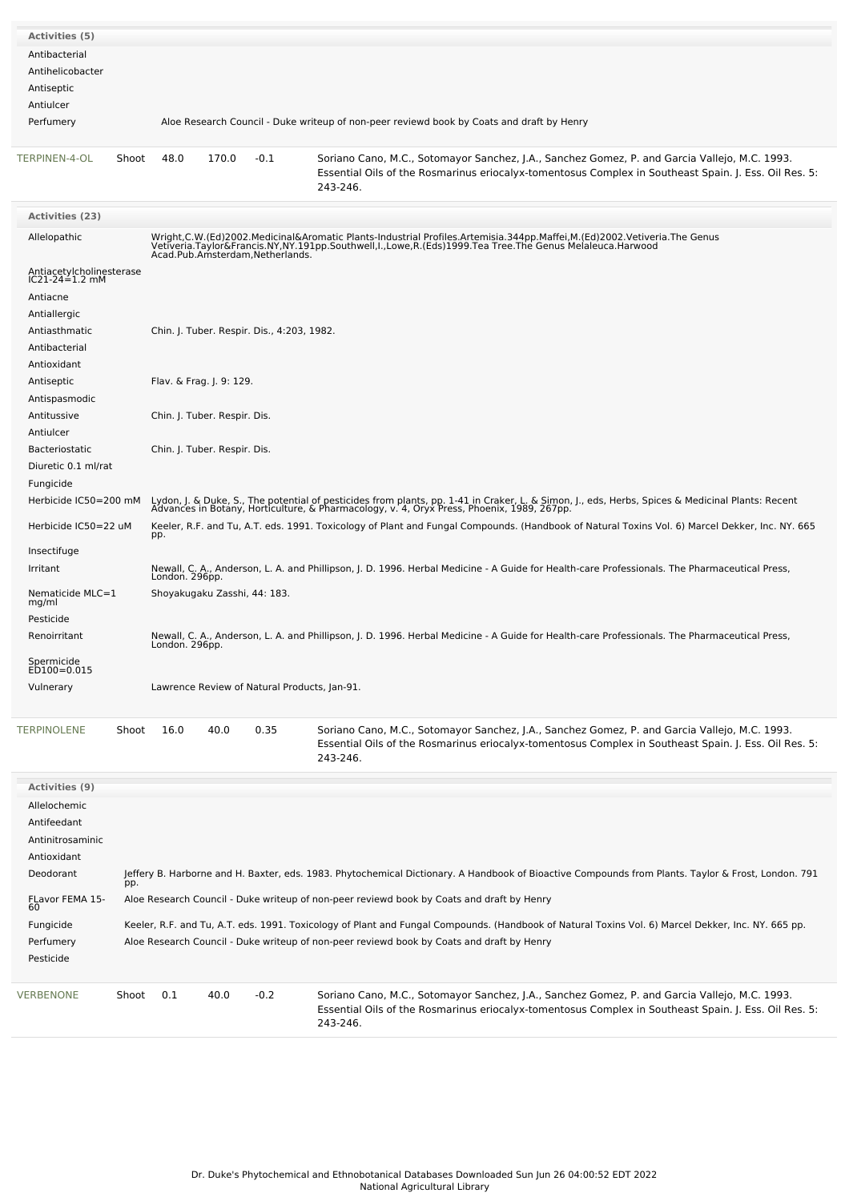| Activities (5) | |
|---|---|
| Antibacterial | |
| Antihelicobacter | |
| Antiseptic | |
| Antiulcer | |
| Perfumery | Aloe Research Council - Duke writeup of non-peer reviewd book by Coats and draft by Henry |

| TERPINEN-4-OL | Shoot | 48.0 | 170.0 | -0.1 | Soriano Cano, M.C., Sotomayor Sanchez, J.A., Sanchez Gomez, P. and Garcia Vallejo, M.C. 1993. Essential Oils of the Rosmarinus eriocalyx-tomentosus Complex in Southeast Spain. J. Ess. Oil Res. 5: 243-246. |
|---|---|---|---|---|---|

| Activities (23) | |
|---|---|
| Allelopathic | Wright,C.W.(Ed)2002.Medicinal&Aromatic Plants-Industrial Profiles.Artemisia.344pp.Maffei,M.(Ed)2002.Vetiveria.The Genus Vetiveria.Taylor&Francis.NY,NY.191pp.Southwell,I.,Lowe,R.(Eds)1999.Tea Tree.The Genus Melaleuca.Harwood Acad.Pub.Amsterdam,Netherlands. |
| Antiacetylcholinesterase IC21-24=1.2 mM | |
| Antiacne | |
| Antiallergic | |
| Antiasthmatic | Chin. J. Tuber. Respir. Dis., 4:203, 1982. |
| Antibacterial | |
| Antioxidant | |
| Antiseptic | Flav. & Frag. J. 9: 129. |
| Antispasmodic | |
| Antitussive | Chin. J. Tuber. Respir. Dis. |
| Antiulcer | |
| Bacteriostatic | Chin. J. Tuber. Respir. Dis. |
| Diuretic 0.1 ml/rat | |
| Fungicide | |
| Herbicide IC50=200 mM | Lydon, J. & Duke, S., The potential of pesticides from plants, pp. 1-41 in Craker, L. & Simon, J., eds, Herbs, Spices & Medicinal Plants: Recent Advances in Botany, Horticulture, & Pharmacology, v. 4, Oryx Press, Phoenix, 1989, 267pp. |
| Herbicide IC50=22 uM | Keeler, R.F. and Tu, A.T. eds. 1991. Toxicology of Plant and Fungal Compounds. (Handbook of Natural Toxins Vol. 6) Marcel Dekker, Inc. NY. 665 pp. |
| Insectifuge | |
| Irritant | Newall, C. A., Anderson, L. A. and Phillipson, J. D. 1996. Herbal Medicine - A Guide for Health-care Professionals. The Pharmaceutical Press, London. 296pp. |
| Nematicide MLC=1 mg/ml | Shoyakugaku Zasshi, 44: 183. |
| Pesticide | |
| Renoirritant | Newall, C. A., Anderson, L. A. and Phillipson, J. D. 1996. Herbal Medicine - A Guide for Health-care Professionals. The Pharmaceutical Press, London. 296pp. |
| Spermicide ED100=0.015 | |
| Vulnerary | Lawrence Review of Natural Products, Jan-91. |

| TERPINOLENE | Shoot | 16.0 | 40.0 | 0.35 | Soriano Cano, M.C., Sotomayor Sanchez, J.A., Sanchez Gomez, P. and Garcia Vallejo, M.C. 1993. Essential Oils of the Rosmarinus eriocalyx-tomentosus Complex in Southeast Spain. J. Ess. Oil Res. 5: 243-246. |
|---|---|---|---|---|---|

| Activities (9) | |
|---|---|
| Allelochemic | |
| Antifeedant | |
| Antinitrosaminic | |
| Antioxidant | |
| Deodorant | Jeffery B. Harborne and H. Baxter, eds. 1983. Phytochemical Dictionary. A Handbook of Bioactive Compounds from Plants. Taylor & Frost, London. 791 pp. |
| FLavor FEMA 15-60 | Aloe Research Council - Duke writeup of non-peer reviewd book by Coats and draft by Henry |
| Fungicide | Keeler, R.F. and Tu, A.T. eds. 1991. Toxicology of Plant and Fungal Compounds. (Handbook of Natural Toxins Vol. 6) Marcel Dekker, Inc. NY. 665 pp. |
| Perfumery | Aloe Research Council - Duke writeup of non-peer reviewd book by Coats and draft by Henry |
| Pesticide | |

| VERBENONE | Shoot | 0.1 | 40.0 | -0.2 | Soriano Cano, M.C., Sotomayor Sanchez, J.A., Sanchez Gomez, P. and Garcia Vallejo, M.C. 1993. Essential Oils of the Rosmarinus eriocalyx-tomentosus Complex in Southeast Spain. J. Ess. Oil Res. 5: 243-246. |
|---|---|---|---|---|---|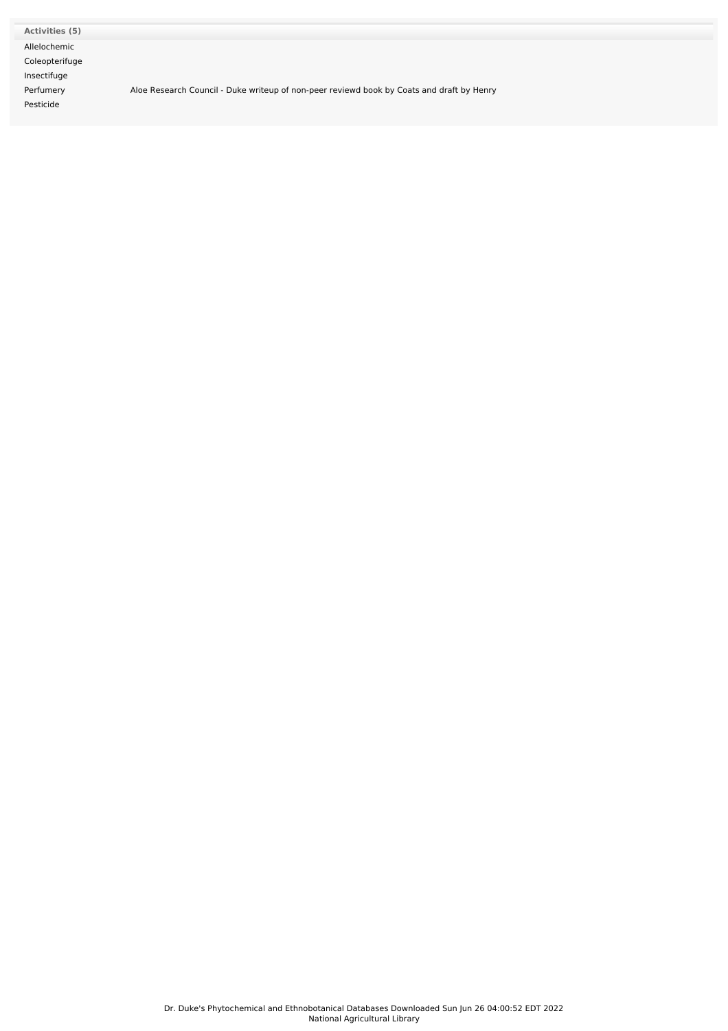| Activities (5) | |
|---|---|
| Allelochemic | |
| Coleopterifuge | |
| Insectifuge | |
| Perfumery | Aloe Research Council - Duke writeup of non-peer reviewd book by Coats and draft by Henry |
| Pesticide | |